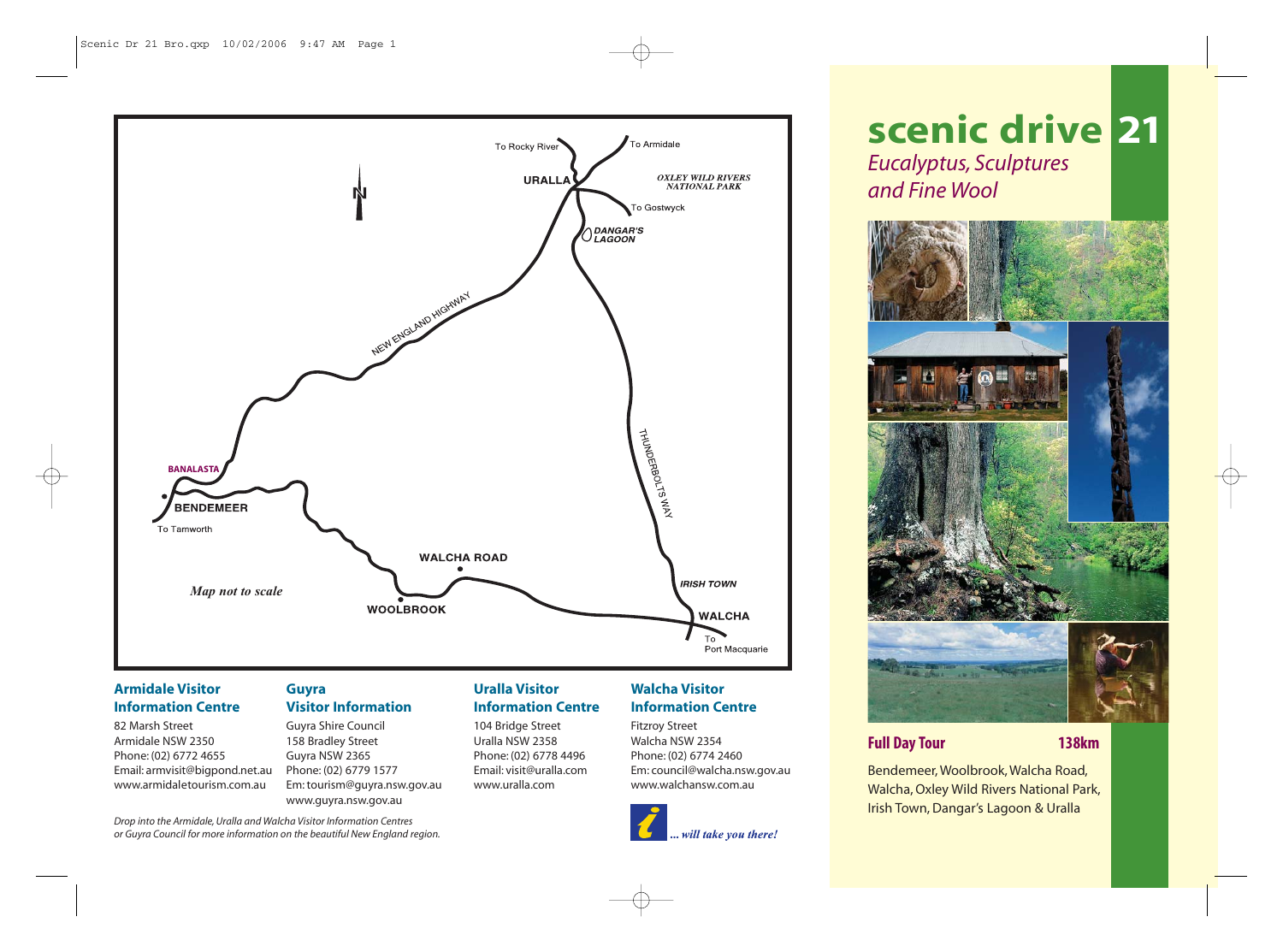# scenic drive 21

*Eucalyptus, Sculptures and Fine Wool*

**Full Day Tour** **138km**

Bendemeer, Woolbrook, Walcha Road, Walcha, Oxley Wild Rivers National Park, Irish Town, Dangar's Lagoon & Uralla

N

To Rocky River

To Armidale

URALLA

OXLEY WILD RIVERS NATIONAL PARK

To Gostwyck

DANGAR'S LAGOON

NEW ENGLAND HIGHWAY

THUNDERBOLTS WAY

BANALASTA

BENDEMEER

To Tamworth

WALCHA ROAD

IRISH TOWN

*Map not to scale*

WOOLBROOK

WALCHA

To Port Macquarie

### Armidale Visitor Information Centre

82 Marsh Street
Armidale NSW 2350
Phone: (02) 6772 4655
Email: armvisit@bigpond.net.au
www.armidaletourism.com.au

### Guyra Visitor Information

Guyra Shire Council
158 Bradley Street
Guyra NSW 2365
Phone: (02) 6779 1577
Em: tourism@guyra.nsw.gov.au
www.guyra.nsw.gov.au

### Uralla Visitor Information Centre

104 Bridge Street
Uralla NSW 2358
Phone: (02) 6778 4496
Email: visit@uralla.com
www.uralla.com

### Walcha Visitor Information Centre

Fitzroy Street
Walcha NSW 2354
Phone: (02) 6774 2460
Em: council@walcha.nsw.gov.au
www.walchansw.com.au

*Drop into the Armidale, Uralla and Walcha Visitor Information Centres or Guyra Council for more information on the beautiful New England region.*

*... will take you there!*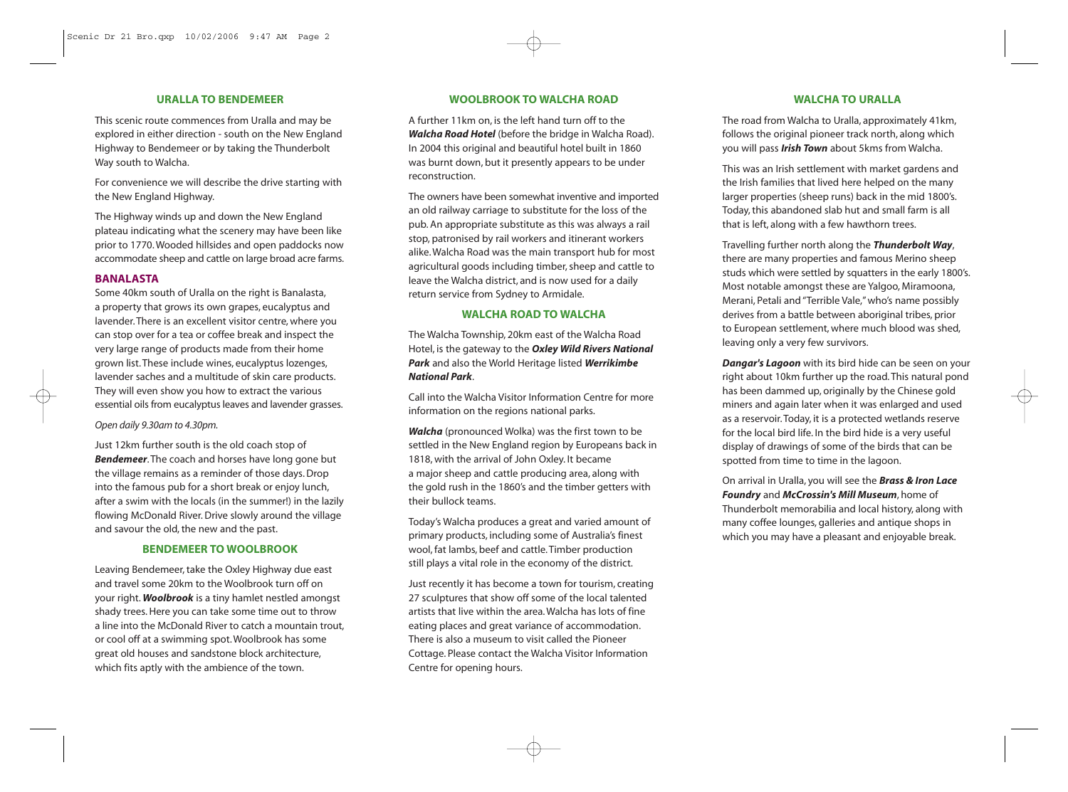## URALLA TO BENDEMEER

This scenic route commences from Uralla and may be explored in either direction - south on the New England Highway to Bendemeer or by taking the Thunderbolt Way south to Walcha.

For convenience we will describe the drive starting with the New England Highway.

The Highway winds up and down the New England plateau indicating what the scenery may have been like prior to 1770. Wooded hillsides and open paddocks now accommodate sheep and cattle on large broad acre farms.

### BANALASTA

Some 40km south of Uralla on the right is Banalasta, a property that grows its own grapes, eucalyptus and lavender. There is an excellent visitor centre, where you can stop over for a tea or coffee break and inspect the very large range of products made from their home grown list. These include wines, eucalyptus lozenges, lavender saches and a multitude of skin care products. They will even show you how to extract the various essential oils from eucalyptus leaves and lavender grasses.

*Open daily 9.30am to 4.30pm.*

Just 12km further south is the old coach stop of ***Bendemeer***. The coach and horses have long gone but the village remains as a reminder of those days. Drop into the famous pub for a short break or enjoy lunch, after a swim with the locals (in the summer!) in the lazily flowing McDonald River. Drive slowly around the village and savour the old, the new and the past.

## BENDEMEER TO WOOLBROOK

Leaving Bendemeer, take the Oxley Highway due east and travel some 20km to the Woolbrook turn off on your right. ***Woolbrook*** is a tiny hamlet nestled amongst shady trees. Here you can take some time out to throw a line into the McDonald River to catch a mountain trout, or cool off at a swimming spot. Woolbrook has some great old houses and sandstone block architecture, which fits aptly with the ambience of the town.

## WOOLBROOK TO WALCHA ROAD

A further 11km on, is the left hand turn off to the ***Walcha Road Hotel*** (before the bridge in Walcha Road). In 2004 this original and beautiful hotel built in 1860 was burnt down, but it presently appears to be under reconstruction.

The owners have been somewhat inventive and imported an old railway carriage to substitute for the loss of the pub. An appropriate substitute as this was always a rail stop, patronised by rail workers and itinerant workers alike. Walcha Road was the main transport hub for most agricultural goods including timber, sheep and cattle to leave the Walcha district, and is now used for a daily return service from Sydney to Armidale.

## WALCHA ROAD TO WALCHA

The Walcha Township, 20km east of the Walcha Road Hotel, is the gateway to the ***Oxley Wild Rivers National Park*** and also the World Heritage listed ***Werrikimbe National Park***.

Call into the Walcha Visitor Information Centre for more information on the regions national parks.

***Walcha*** (pronounced Wolka) was the first town to be settled in the New England region by Europeans back in 1818, with the arrival of John Oxley. It became a major sheep and cattle producing area, along with the gold rush in the 1860's and the timber getters with their bullock teams.

Today's Walcha produces a great and varied amount of primary products, including some of Australia's finest wool, fat lambs, beef and cattle. Timber production still plays a vital role in the economy of the district.

Just recently it has become a town for tourism, creating 27 sculptures that show off some of the local talented artists that live within the area. Walcha has lots of fine eating places and great variance of accommodation. There is also a museum to visit called the Pioneer Cottage. Please contact the Walcha Visitor Information Centre for opening hours.

## WALCHA TO URALLA

The road from Walcha to Uralla, approximately 41km, follows the original pioneer track north, along which you will pass ***Irish Town*** about 5kms from Walcha.

This was an Irish settlement with market gardens and the Irish families that lived here helped on the many larger properties (sheep runs) back in the mid 1800's. Today, this abandoned slab hut and small farm is all that is left, along with a few hawthorn trees.

Travelling further north along the ***Thunderbolt Way***, there are many properties and famous Merino sheep studs which were settled by squatters in the early 1800's. Most notable amongst these are Yalgoo, Miramoona, Merani, Petali and "Terrible Vale," who's name possibly derives from a battle between aboriginal tribes, prior to European settlement, where much blood was shed, leaving only a very few survivors.

***Dangar's Lagoon*** with its bird hide can be seen on your right about 10km further up the road. This natural pond has been dammed up, originally by the Chinese gold miners and again later when it was enlarged and used as a reservoir. Today, it is a protected wetlands reserve for the local bird life. In the bird hide is a very useful display of drawings of some of the birds that can be spotted from time to time in the lagoon.

On arrival in Uralla, you will see the ***Brass & Iron Lace Foundry*** and ***McCrossin's Mill Museum***, home of Thunderbolt memorabilia and local history, along with many coffee lounges, galleries and antique shops in which you may have a pleasant and enjoyable break.